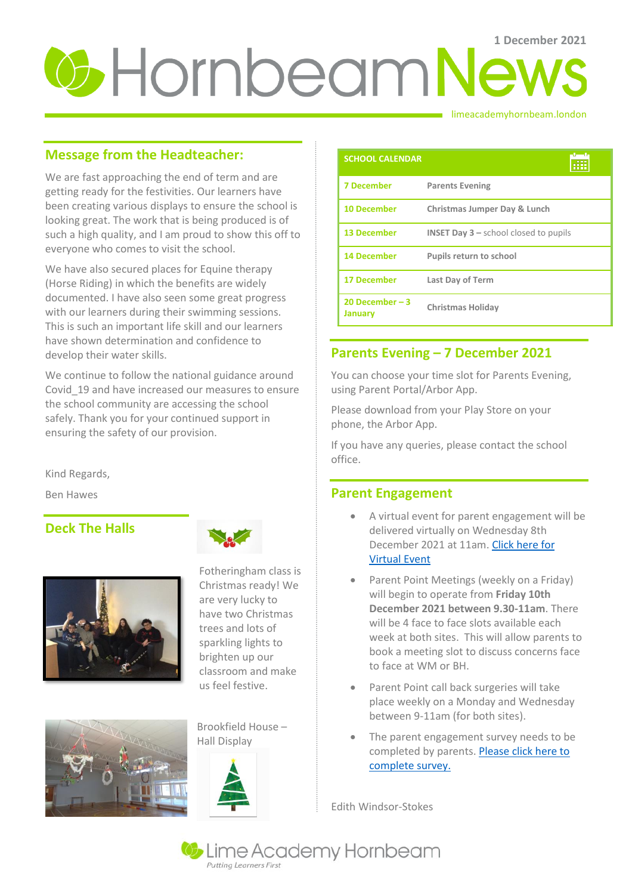1 December 2021

# Hornbeam News

limeacademyhornbeam.london

## Message from the Headteacher:

We are fast approaching the end of term and are getting ready for the festivities. Our learners have been creating various displays to ensure the school is looking great. The work that is being produced is of such a high quality, and I am proud to show this off to everyone who comes to visit the school.

We have also secured places for Equine therapy (Horse Riding) in which the benefits are widely documented. I have also seen some great progress with our learners during their swimming sessions. This is such an important life skill and our learners have shown determination and confidence to develop their water skills.

We continue to follow the national guidance around Covid_19 and have increased our measures to ensure the school community are accessing the school safely. Thank you for your continued support in ensuring the safety of our provision.

Kind Regards,

Ben Hawes

## Deck The Halls

Fotheringham class is Christmas ready! We are very lucky to have two Christmas trees and lots of sparkling lights to brighten up our classroom and make us feel festive.

Brookfield House – Hall Display

| SCHOOL CALENDAR | |
|---|---|
| 7 December | Parents Evening |
| 10 December | Christmas Jumper Day & Lunch |
| 13 December | **INSET Day 3 –** school closed to pupils |
| 14 December | Pupils return to school |
| 17 December | Last Day of Term |
| 20 December – 3 January | Christmas Holiday |

## Parents Evening – 7 December 2021

You can choose your time slot for Parents Evening, using Parent Portal/Arbor App.

Please download from your Play Store on your phone, the Arbor App.

If you have any queries, please contact the school office.

## Parent Engagement

- A virtual event for parent engagement will be delivered virtually on Wednesday 8th December 2021 at 11am. [Click here for Virtual Event]
- Parent Point Meetings (weekly on a Friday) will begin to operate from **Friday 10th December 2021 between 9.30-11am**. There will be 4 face to face slots available each week at both sites. This will allow parents to book a meeting slot to discuss concerns face to face at WM or BH.
- Parent Point call back surgeries will take place weekly on a Monday and Wednesday between 9-11am (for both sites).
- The parent engagement survey needs to be completed by parents. [Please click here to complete survey.]

Edith Windsor-Stokes

Lime Academy Hornbeam

*Putting Learners First*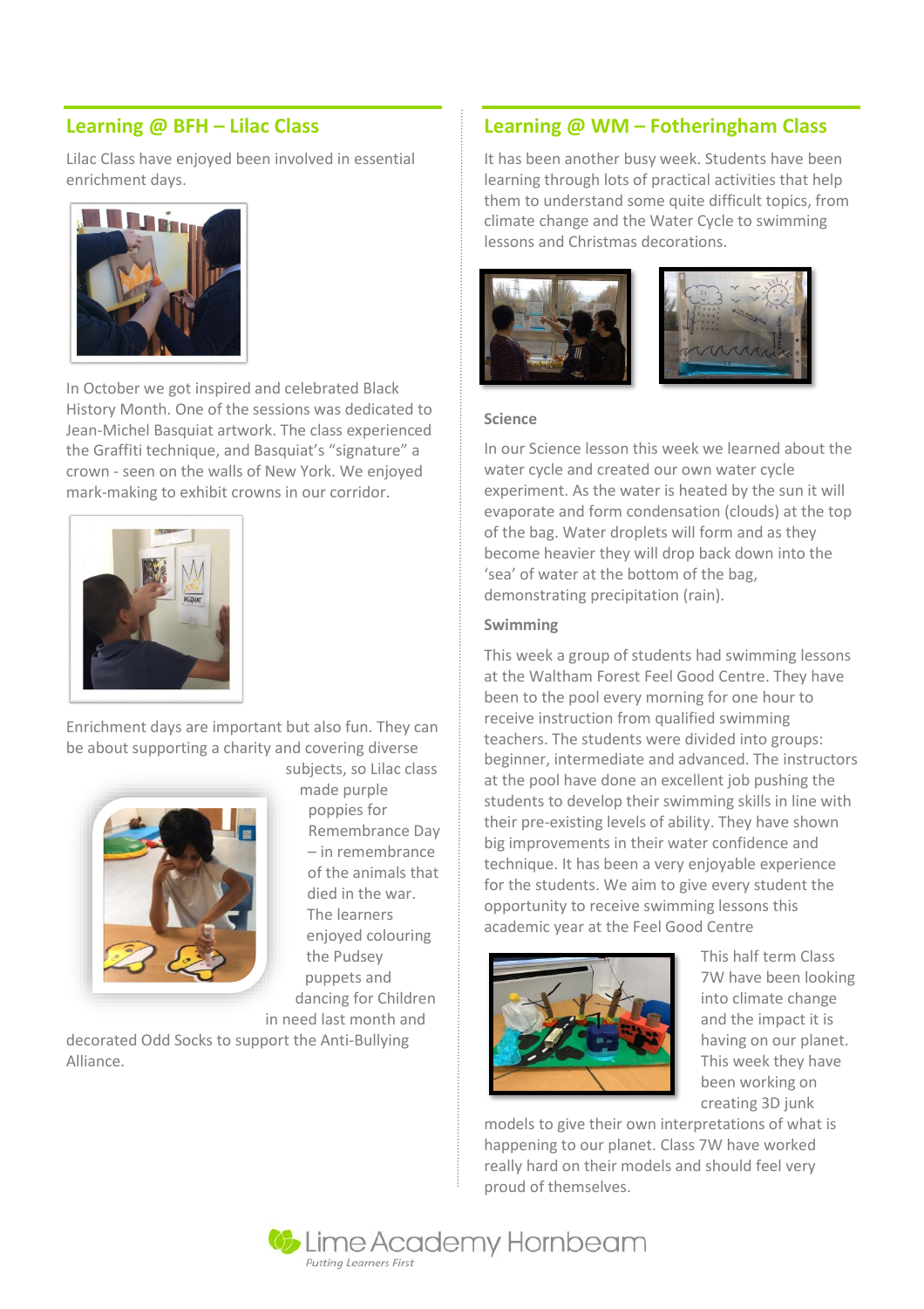## Learning @ BFH – Lilac Class

Lilac Class have enjoyed been involved in essential enrichment days.

In October we got inspired and celebrated Black History Month. One of the sessions was dedicated to Jean-Michel Basquiat artwork. The class experienced the Graffiti technique, and Basquiat's "signature" a crown - seen on the walls of New York. We enjoyed mark-making to exhibit crowns in our corridor.

Enrichment days are important but also fun. They can be about supporting a charity and covering diverse subjects, so Lilac class made purple poppies for Remembrance Day – in remembrance of the animals that died in the war. The learners enjoyed colouring the Pudsey puppets and dancing for Children in need last month and decorated Odd Socks to support the Anti-Bullying Alliance.

## Learning @ WM – Fotheringham Class

It has been another busy week. Students have been learning through lots of practical activities that help them to understand some quite difficult topics, from climate change and the Water Cycle to swimming lessons and Christmas decorations.

### Science

In our Science lesson this week we learned about the water cycle and created our own water cycle experiment. As the water is heated by the sun it will evaporate and form condensation (clouds) at the top of the bag. Water droplets will form and as they become heavier they will drop back down into the 'sea' of water at the bottom of the bag, demonstrating precipitation (rain).

### Swimming

This week a group of students had swimming lessons at the Waltham Forest Feel Good Centre. They have been to the pool every morning for one hour to receive instruction from qualified swimming teachers. The students were divided into groups: beginner, intermediate and advanced. The instructors at the pool have done an excellent job pushing the students to develop their swimming skills in line with their pre-existing levels of ability. They have shown big improvements in their water confidence and technique. It has been a very enjoyable experience for the students. We aim to give every student the opportunity to receive swimming lessons this academic year at the Feel Good Centre

This half term Class 7W have been looking into climate change and the impact it is having on our planet. This week they have been working on creating 3D junk models to give their own interpretations of what is happening to our planet. Class 7W have worked really hard on their models and should feel very proud of themselves.